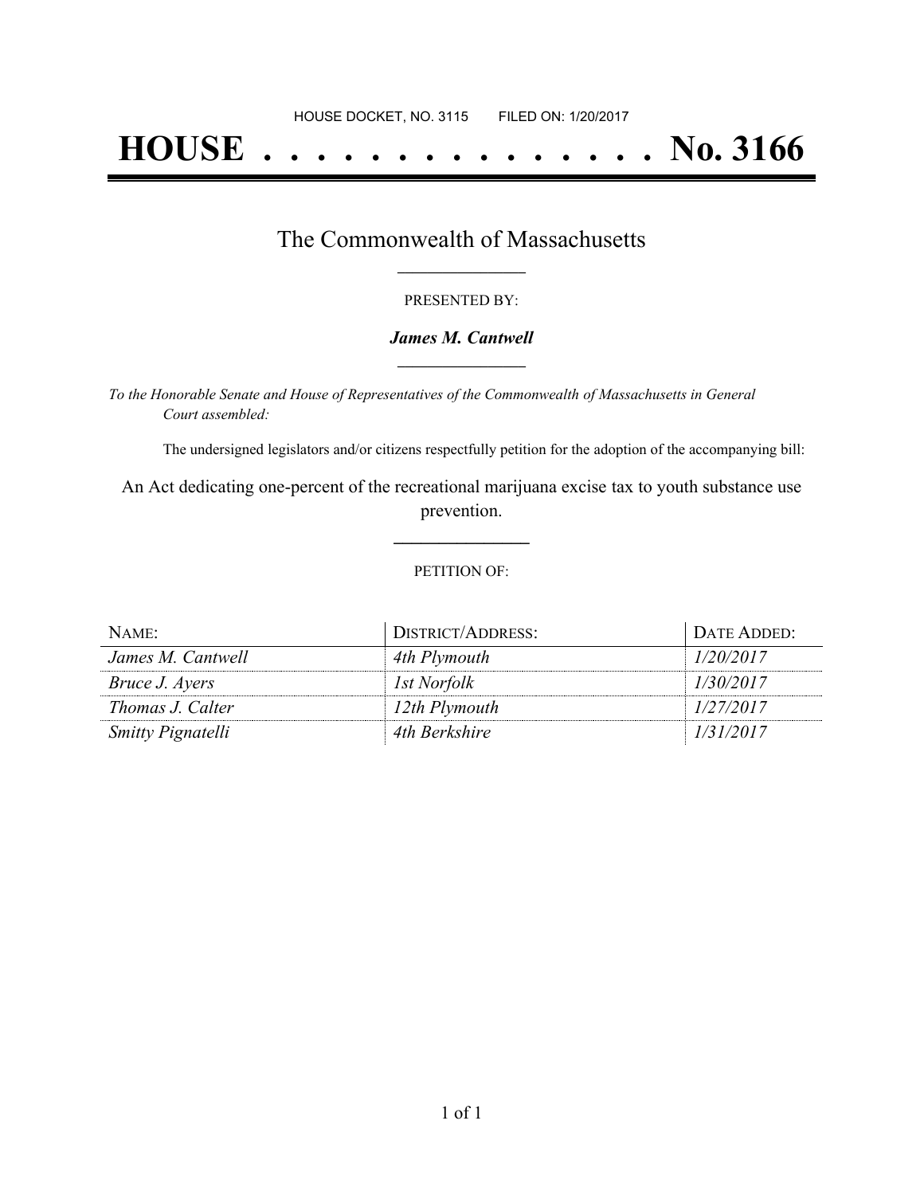HOUSE DOCKET, NO. 3115 FILED ON: 1/20/2017

# HOUSE . . . . . . . . . . . . . . . No. 3166

## The Commonwealth of Massachusetts

PRESENTED BY:

***James M. Cantwell***

*To the Honorable Senate and House of Representatives of the Commonwealth of Massachusetts in General Court assembled:*

The undersigned legislators and/or citizens respectfully petition for the adoption of the accompanying bill:

An Act dedicating one-percent of the recreational marijuana excise tax to youth substance use prevention.

PETITION OF:

| NAME: | DISTRICT/ADDRESS: | DATE ADDED: |
|---|---|---|
| *James M. Cantwell* | *4th Plymouth* | *1/20/2017* |
| *Bruce J. Ayers* | *1st Norfolk* | *1/30/2017* |
| *Thomas J. Calter* | *12th Plymouth* | *1/27/2017* |
| *Smitty Pignatelli* | *4th Berkshire* | *1/31/2017* |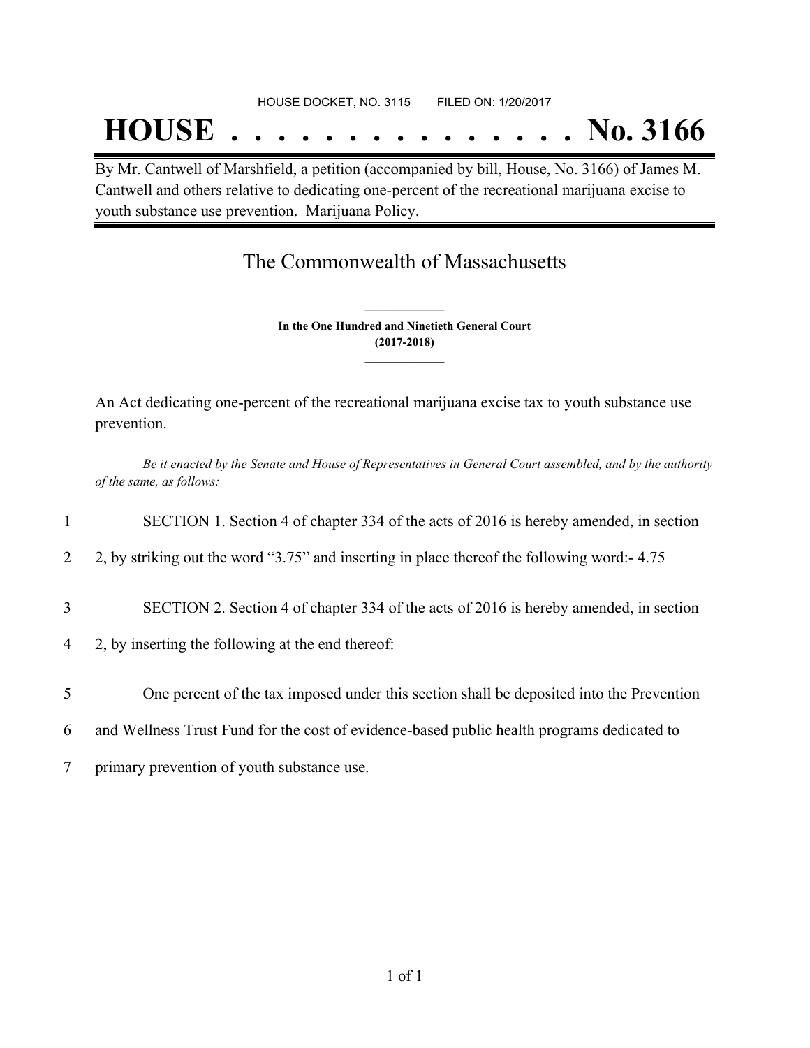HOUSE DOCKET, NO. 3115 FILED ON: 1/20/2017

# HOUSE . . . . . . . . . . . . . . . No. 3166

By Mr. Cantwell of Marshfield, a petition (accompanied by bill, House, No. 3166) of James M. Cantwell and others relative to dedicating one-percent of the recreational marijuana excise to youth substance use prevention. Marijuana Policy.

## The Commonwealth of Massachusetts

**In the One Hundred and Ninetieth General Court**
**(2017-2018)**

An Act dedicating one-percent of the recreational marijuana excise tax to youth substance use prevention.

*Be it enacted by the Senate and House of Representatives in General Court assembled, and by the authority of the same, as follows:*

1 SECTION 1. Section 4 of chapter 334 of the acts of 2016 is hereby amended, in section
2 2, by striking out the word "3.75" and inserting in place thereof the following word:- 4.75

3 SECTION 2. Section 4 of chapter 334 of the acts of 2016 is hereby amended, in section
4 2, by inserting the following at the end thereof:

5 One percent of the tax imposed under this section shall be deposited into the Prevention
6 and Wellness Trust Fund for the cost of evidence-based public health programs dedicated to
7 primary prevention of youth substance use.